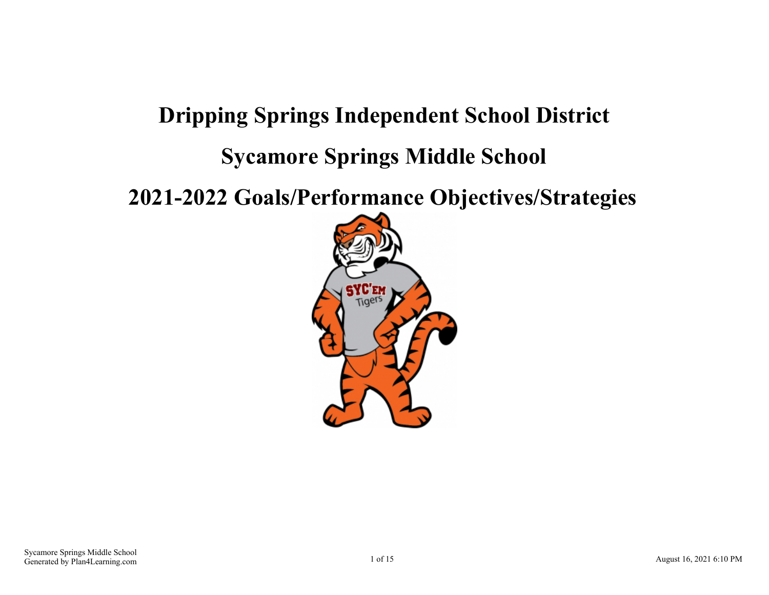# Dripping Springs Independent School District

# Sycamore Springs Middle School

# 2021-2022 Goals/Performance Objectives/Strategies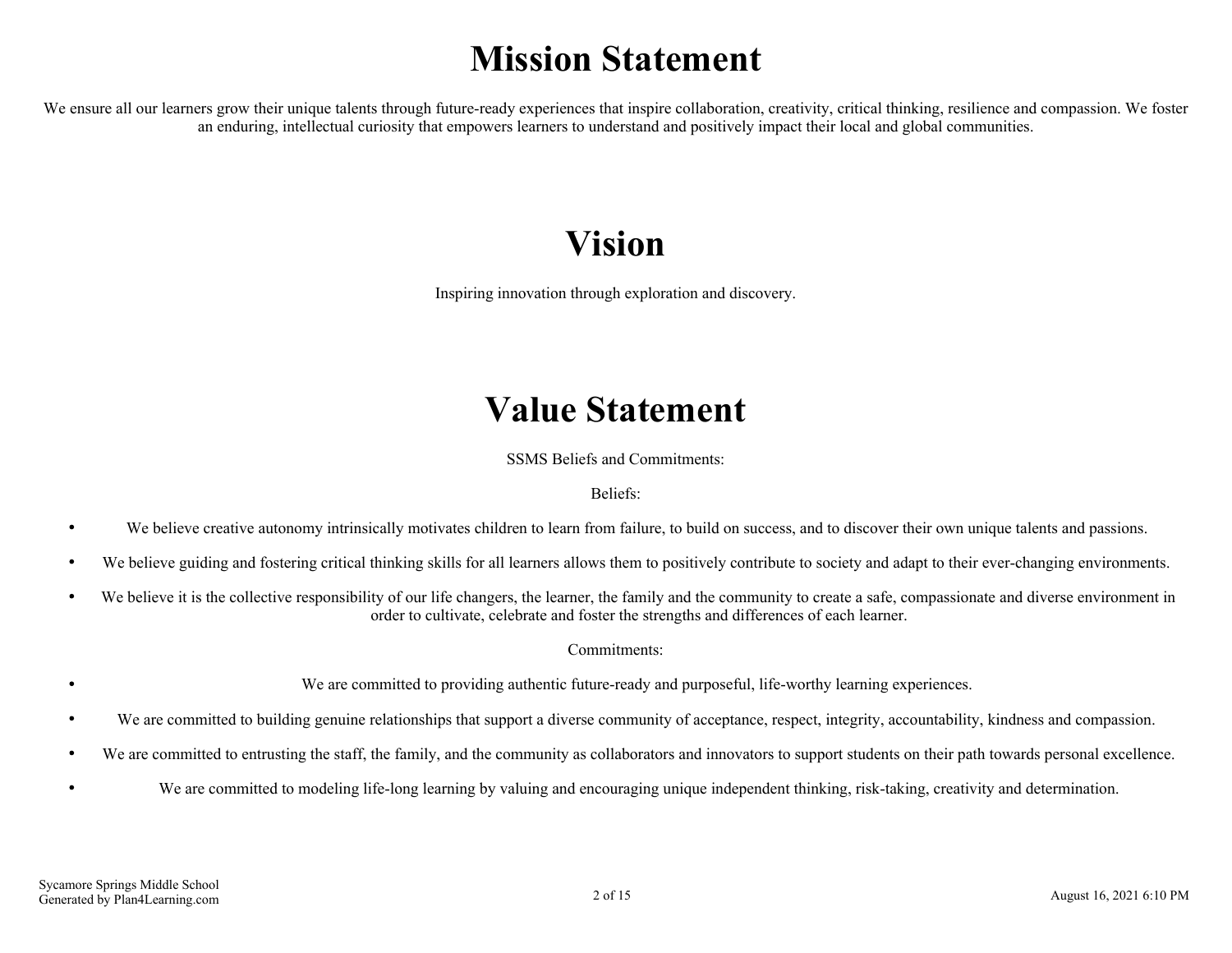# Mission Statement

We ensure all our learners grow their unique talents through future-ready experiences that inspire collaboration, creativity, critical thinking, resilience and compassion. We foster an enduring, intellectual curiosity that empowers learners to understand and positively impact their local and global communities.

# Vision

Inspiring innovation through exploration and discovery.

# Value Statement

SSMS Beliefs and Commitments:

Beliefs:

- We believe creative autonomy intrinsically motivates children to learn from failure, to build on success, and to discover their own unique talents and passions.
- We believe guiding and fostering critical thinking skills for all learners allows them to positively contribute to society and adapt to their ever-changing environments.
- We believe it is the collective responsibility of our life changers, the learner, the family and the community to create a safe, compassionate and diverse environment in order to cultivate, celebrate and foster the strengths and differences of each learner.

Commitments:

- We are committed to providing authentic future-ready and purposeful, life-worthy learning experiences.
- We are committed to building genuine relationships that support a diverse community of acceptance, respect, integrity, accountability, kindness and compassion.
- We are committed to entrusting the staff, the family, and the community as collaborators and innovators to support students on their path towards personal excellence.
- We are committed to modeling life-long learning by valuing and encouraging unique independent thinking, risk-taking, creativity and determination.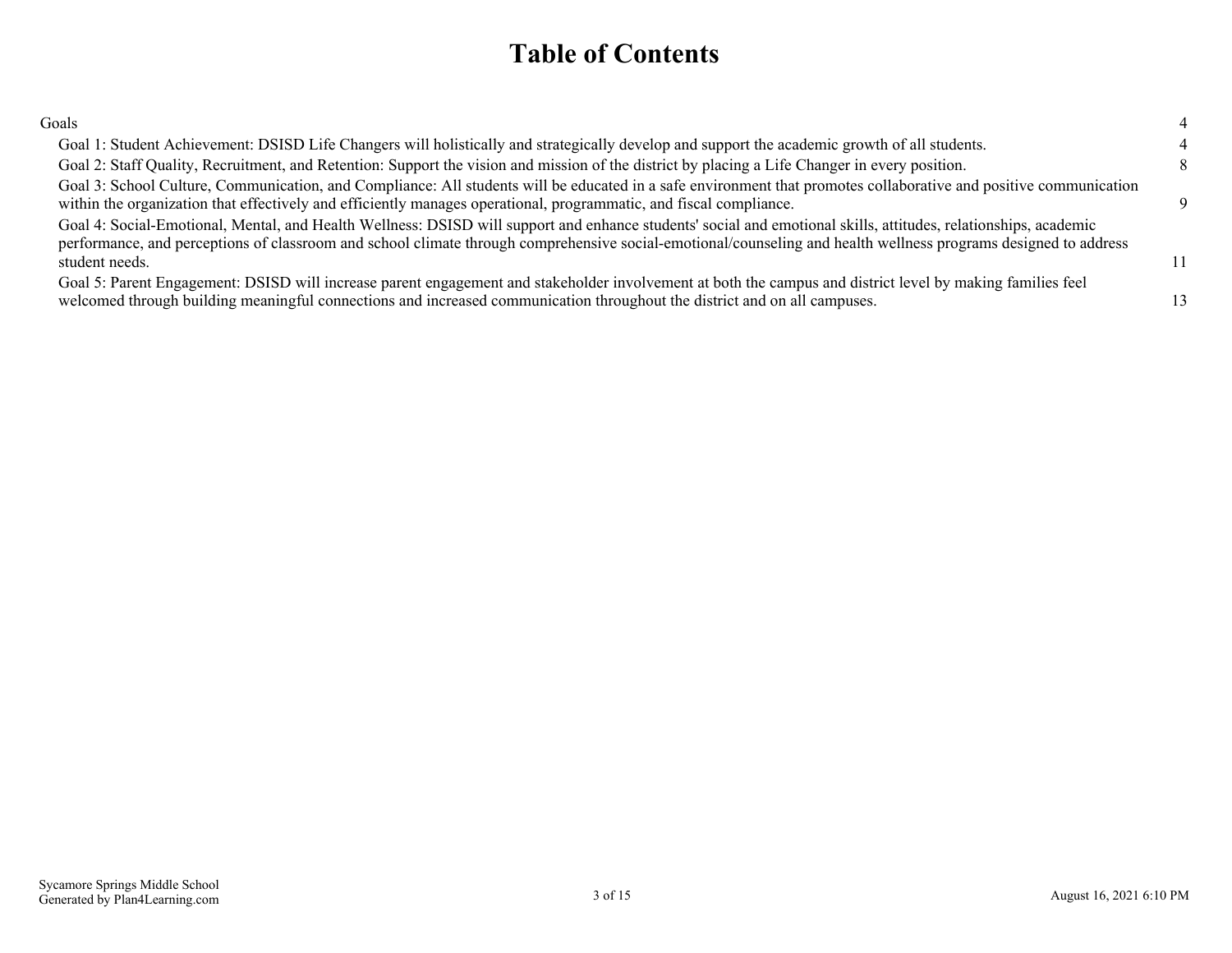# Table of Contents

| | |
|---|---|
| Goals | 4 |
| Goal 1: Student Achievement: DSISD Life Changers will holistically and strategically develop and support the academic growth of all students. | 4 |
| Goal 2: Staff Quality, Recruitment, and Retention: Support the vision and mission of the district by placing a Life Changer in every position. | 8 |
| Goal 3: School Culture, Communication, and Compliance: All students will be educated in a safe environment that promotes collaborative and positive communication within the organization that effectively and efficiently manages operational, programmatic, and fiscal compliance. | 9 |
| Goal 4: Social-Emotional, Mental, and Health Wellness: DSISD will support and enhance students' social and emotional skills, attitudes, relationships, academic performance, and perceptions of classroom and school climate through comprehensive social-emotional/counseling and health wellness programs designed to address student needs. | 11 |
| Goal 5: Parent Engagement: DSISD will increase parent engagement and stakeholder involvement at both the campus and district level by making families feel welcomed through building meaningful connections and increased communication throughout the district and on all campuses. | 13 |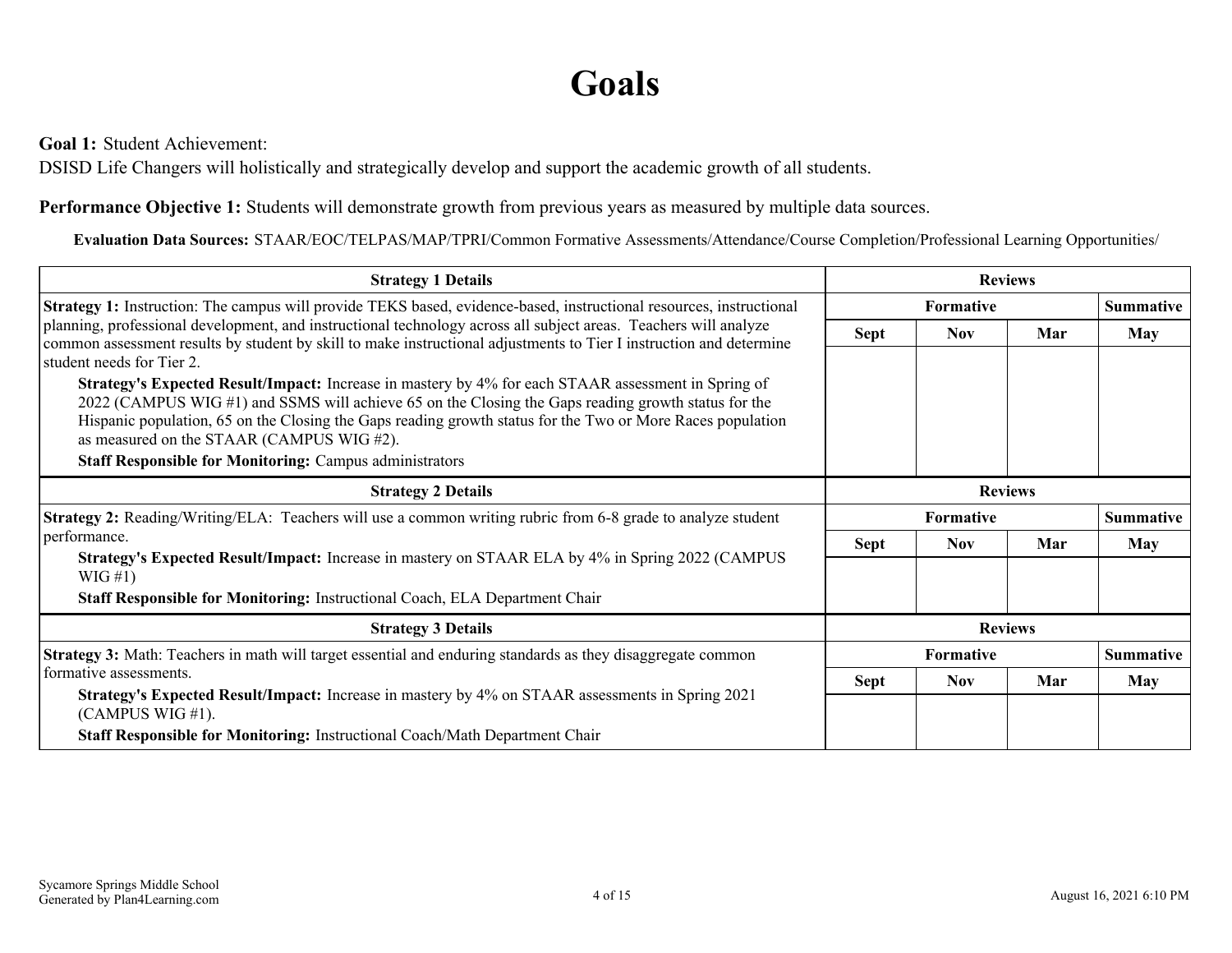# Goals

**Goal 1:** Student Achievement:
DSISD Life Changers will holistically and strategically develop and support the academic growth of all students.

**Performance Objective 1:** Students will demonstrate growth from previous years as measured by multiple data sources.

**Evaluation Data Sources:** STAAR/EOC/TELPAS/MAP/TPRI/Common Formative Assessments/Attendance/Course Completion/Professional Learning Opportunities/

| Strategy 1 Details | Reviews | | | |
|---|---|---|---|---|
| | Formative | | | Summative |
| | Sept | Nov | Mar | May |
| **Strategy 1:** Instruction: The campus will provide TEKS based, evidence-based, instructional resources, instructional planning, professional development, and instructional technology across all subject areas. Teachers will analyze common assessment results by student by skill to make instructional adjustments to Tier I instruction and determine student needs for Tier 2.<br>**Strategy's Expected Result/Impact:** Increase in mastery by 4% for each STAAR assessment in Spring of 2022 (CAMPUS WIG #1) and SSMS will achieve 65 on the Closing the Gaps reading growth status for the Hispanic population, 65 on the Closing the Gaps reading growth status for the Two or More Races population as measured on the STAAR (CAMPUS WIG #2).<br>**Staff Responsible for Monitoring:** Campus administrators | | | | |

| Strategy 2 Details | Reviews | | | |
|---|---|---|---|---|
| | Formative | | | Summative |
| | Sept | Nov | Mar | May |
| **Strategy 2:** Reading/Writing/ELA: Teachers will use a common writing rubric from 6-8 grade to analyze student performance.<br>**Strategy's Expected Result/Impact:** Increase in mastery on STAAR ELA by 4% in Spring 2022 (CAMPUS WIG #1)<br>**Staff Responsible for Monitoring:** Instructional Coach, ELA Department Chair | | | | |

| Strategy 3 Details | Reviews | | | |
|---|---|---|---|---|
| | Formative | | | Summative |
| | Sept | Nov | Mar | May |
| **Strategy 3:** Math: Teachers in math will target essential and enduring standards as they disaggregate common formative assessments.<br>**Strategy's Expected Result/Impact:** Increase in mastery by 4% on STAAR assessments in Spring 2021 (CAMPUS WIG #1).<br>**Staff Responsible for Monitoring:** Instructional Coach/Math Department Chair | | | | |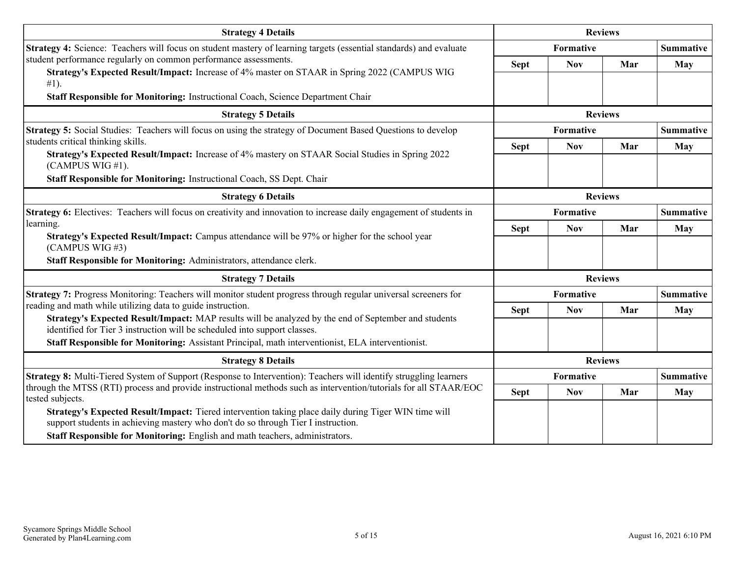| Strategy 4 Details | Reviews | | | |
|---|---|---|---|---|
| | Formative | | | Summative |
| | Sept | Nov | Mar | May |
| **Strategy 4:** Science: Teachers will focus on student mastery of learning targets (essential standards) and evaluate student performance regularly on common performance assessments.<br>**Strategy's Expected Result/Impact:** Increase of 4% master on STAAR in Spring 2022 (CAMPUS WIG #1).<br>**Staff Responsible for Monitoring:** Instructional Coach, Science Department Chair | | | | |

| Strategy 5 Details | Reviews | | | |
|---|---|---|---|---|
| | Formative | | | Summative |
| | Sept | Nov | Mar | May |
| **Strategy 5:** Social Studies: Teachers will focus on using the strategy of Document Based Questions to develop students critical thinking skills.<br>**Strategy's Expected Result/Impact:** Increase of 4% mastery on STAAR Social Studies in Spring 2022 (CAMPUS WIG #1).<br>**Staff Responsible for Monitoring:** Instructional Coach, SS Dept. Chair | | | | |

| Strategy 6 Details | Reviews | | | |
|---|---|---|---|---|
| | Formative | | | Summative |
| | Sept | Nov | Mar | May |
| **Strategy 6:** Electives: Teachers will focus on creativity and innovation to increase daily engagement of students in learning.<br>**Strategy's Expected Result/Impact:** Campus attendance will be 97% or higher for the school year (CAMPUS WIG #3)<br>**Staff Responsible for Monitoring:** Administrators, attendance clerk. | | | | |

| Strategy 7 Details | Reviews | | | |
|---|---|---|---|---|
| | Formative | | | Summative |
| | Sept | Nov | Mar | May |
| **Strategy 7:** Progress Monitoring: Teachers will monitor student progress through regular universal screeners for reading and math while utilizing data to guide instruction.<br>**Strategy's Expected Result/Impact:** MAP results will be analyzed by the end of September and students identified for Tier 3 instruction will be scheduled into support classes.<br>**Staff Responsible for Monitoring:** Assistant Principal, math interventionist, ELA interventionist. | | | | |

| Strategy 8 Details | Reviews | | | |
|---|---|---|---|---|
| | Formative | | | Summative |
| | Sept | Nov | Mar | May |
| **Strategy 8:** Multi-Tiered System of Support (Response to Intervention): Teachers will identify struggling learners through the MTSS (RTI) process and provide instructional methods such as intervention/tutorials for all STAAR/EOC tested subjects.<br>**Strategy's Expected Result/Impact:** Tiered intervention taking place daily during Tiger WIN time will support students in achieving mastery who don't do so through Tier I instruction.<br>**Staff Responsible for Monitoring:** English and math teachers, administrators. | | | | |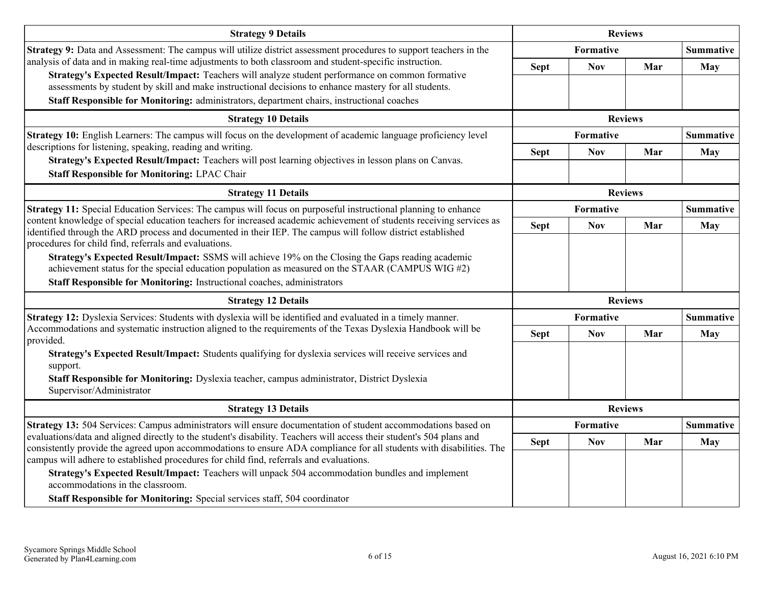| Strategy 9 Details | Reviews | | | |
|---|---|---|---|---|
| **Strategy 9:** Data and Assessment: The campus will utilize district assessment procedures to support teachers in the analysis of data and in making real-time adjustments to both classroom and student-specific instruction.<br>**Strategy's Expected Result/Impact:** Teachers will analyze student performance on common formative assessments by student by skill and make instructional decisions to enhance mastery for all students.<br>**Staff Responsible for Monitoring:** administrators, department chairs, instructional coaches | Formative | | | Summative |
| | Sept | Nov | Mar | May |
| | | | | |

| Strategy 10 Details | Reviews | | | |
|---|---|---|---|---|
| **Strategy 10:** English Learners: The campus will focus on the development of academic language proficiency level descriptions for listening, speaking, reading and writing.<br>**Strategy's Expected Result/Impact:** Teachers will post learning objectives in lesson plans on Canvas.<br>**Staff Responsible for Monitoring:** LPAC Chair | Formative | | | Summative |
| | Sept | Nov | Mar | May |
| | | | | |

| Strategy 11 Details | Reviews | | | |
|---|---|---|---|---|
| **Strategy 11:** Special Education Services: The campus will focus on purposeful instructional planning to enhance content knowledge of special education teachers for increased academic achievement of students receiving services as identified through the ARD process and documented in their IEP. The campus will follow district established procedures for child find, referrals and evaluations.<br>**Strategy's Expected Result/Impact:** SSMS will achieve 19% on the Closing the Gaps reading academic achievement status for the special education population as measured on the STAAR (CAMPUS WIG #2)<br>**Staff Responsible for Monitoring:** Instructional coaches, administrators | Formative | | | Summative |
| | Sept | Nov | Mar | May |
| | | | | |

| Strategy 12 Details | Reviews | | | |
|---|---|---|---|---|
| **Strategy 12:** Dyslexia Services: Students with dyslexia will be identified and evaluated in a timely manner. Accommodations and systematic instruction aligned to the requirements of the Texas Dyslexia Handbook will be provided.<br>**Strategy's Expected Result/Impact:** Students qualifying for dyslexia services will receive services and support.<br>**Staff Responsible for Monitoring:** Dyslexia teacher, campus administrator, District Dyslexia Supervisor/Administrator | Formative | | | Summative |
| | Sept | Nov | Mar | May |
| | | | | |

| Strategy 13 Details | Reviews | | | |
|---|---|---|---|---|
| **Strategy 13:** 504 Services: Campus administrators will ensure documentation of student accommodations based on evaluations/data and aligned directly to the student's disability. Teachers will access their student's 504 plans and consistently provide the agreed upon accommodations to ensure ADA compliance for all students with disabilities. The campus will adhere to established procedures for child find, referrals and evaluations.<br>**Strategy's Expected Result/Impact:** Teachers will unpack 504 accommodation bundles and implement accommodations in the classroom.<br>**Staff Responsible for Monitoring:** Special services staff, 504 coordinator | Formative | | | Summative |
| | Sept | Nov | Mar | May |
| | | | | |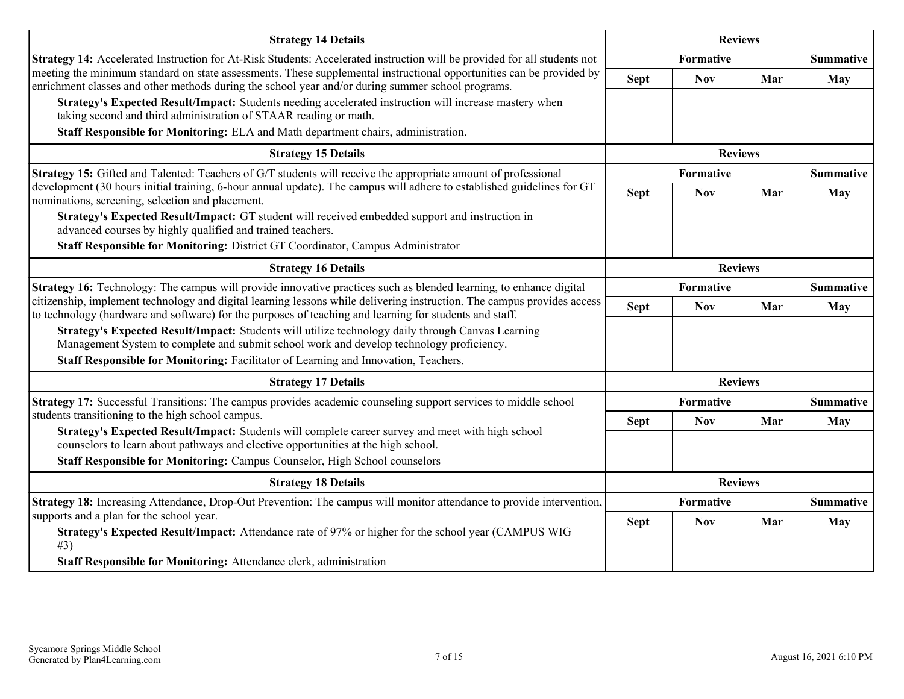| Strategy 14 Details | Reviews | | | |
|---|---|---|---|---|
| **Strategy 14:** Accelerated Instruction for At-Risk Students: Accelerated instruction will be provided for all students not meeting the minimum standard on state assessments. These supplemental instructional opportunities can be provided by enrichment classes and other methods during the school year and/or during summer school programs.<br>**Strategy's Expected Result/Impact:** Students needing accelerated instruction will increase mastery when taking second and third administration of STAAR reading or math.<br>**Staff Responsible for Monitoring:** ELA and Math department chairs, administration. | Formative | | | Summative |
| | Sept | Nov | Mar | May |
| | | | | |

| Strategy 15 Details | Reviews | | | |
|---|---|---|---|---|
| **Strategy 15:** Gifted and Talented: Teachers of G/T students will receive the appropriate amount of professional development (30 hours initial training, 6-hour annual update). The campus will adhere to established guidelines for GT nominations, screening, selection and placement.<br>**Strategy's Expected Result/Impact:** GT student will received embedded support and instruction in advanced courses by highly qualified and trained teachers.<br>**Staff Responsible for Monitoring:** District GT Coordinator, Campus Administrator | Formative | | | Summative |
| | Sept | Nov | Mar | May |
| | | | | |

| Strategy 16 Details | Reviews | | | |
|---|---|---|---|---|
| **Strategy 16:** Technology: The campus will provide innovative practices such as blended learning, to enhance digital citizenship, implement technology and digital learning lessons while delivering instruction. The campus provides access to technology (hardware and software) for the purposes of teaching and learning for students and staff.<br>**Strategy's Expected Result/Impact:** Students will utilize technology daily through Canvas Learning Management System to complete and submit school work and develop technology proficiency.<br>**Staff Responsible for Monitoring:** Facilitator of Learning and Innovation, Teachers. | Formative | | | Summative |
| | Sept | Nov | Mar | May |
| | | | | |

| Strategy 17 Details | Reviews | | | |
|---|---|---|---|---|
| **Strategy 17:** Successful Transitions: The campus provides academic counseling support services to middle school students transitioning to the high school campus.<br>**Strategy's Expected Result/Impact:** Students will complete career survey and meet with high school counselors to learn about pathways and elective opportunities at the high school.<br>**Staff Responsible for Monitoring:** Campus Counselor, High School counselors | Formative | | | Summative |
| | Sept | Nov | Mar | May |
| | | | | |

| Strategy 18 Details | Reviews | | | |
|---|---|---|---|---|
| **Strategy 18:** Increasing Attendance, Drop-Out Prevention: The campus will monitor attendance to provide intervention, supports and a plan for the school year.<br>**Strategy's Expected Result/Impact:** Attendance rate of 97% or higher for the school year (CAMPUS WIG #3)<br>**Staff Responsible for Monitoring:** Attendance clerk, administration | Formative | | | Summative |
| | Sept | Nov | Mar | May |
| | | | | |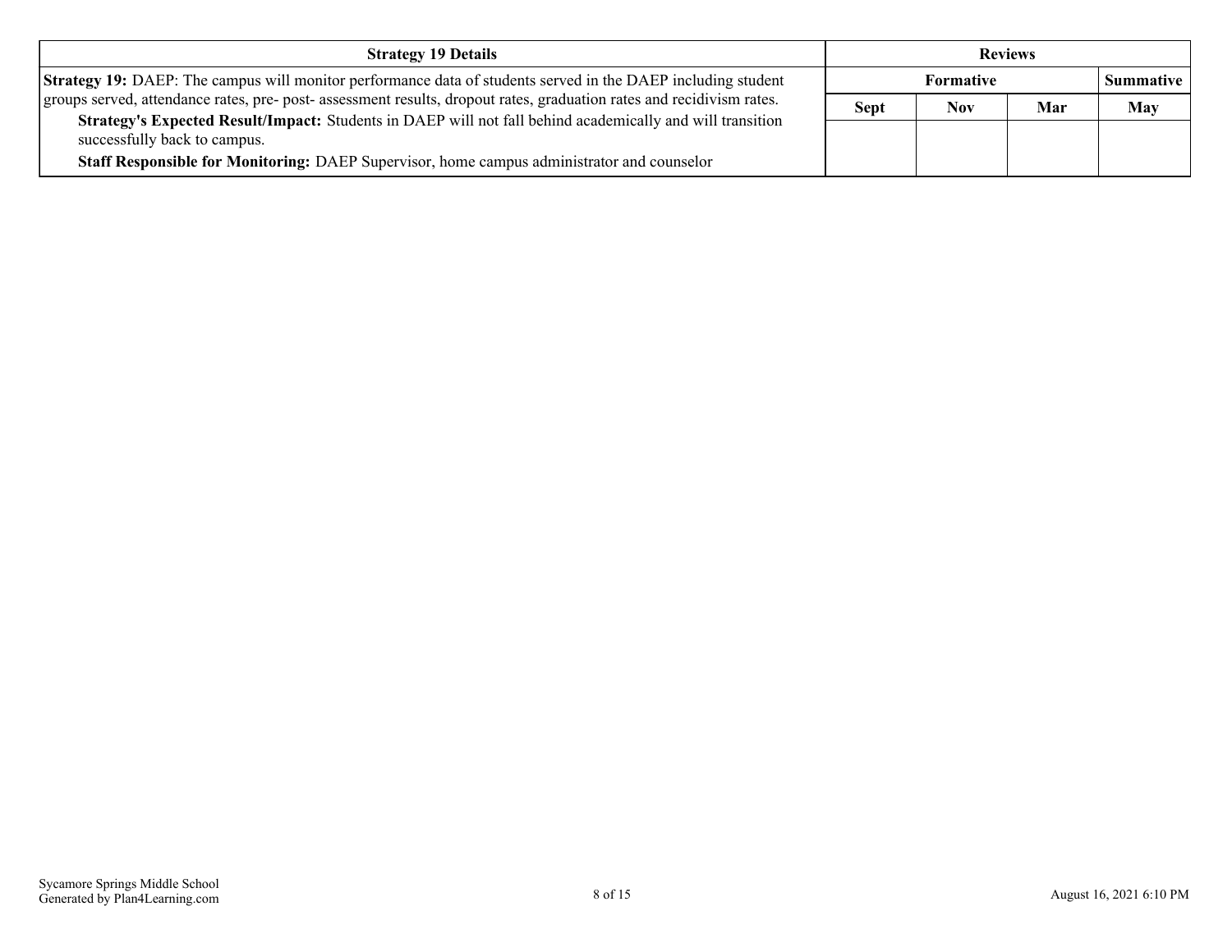| Strategy 19 Details | Reviews | | | |
|---|---|---|---|---|
| | Formative | | | Summative |
| | Sept | Nov | Mar | May |
| **Strategy 19:** DAEP: The campus will monitor performance data of students served in the DAEP including student groups served, attendance rates, pre- post- assessment results, dropout rates, graduation rates and recidivism rates.<br>**Strategy's Expected Result/Impact:** Students in DAEP will not fall behind academically and will transition successfully back to campus.<br>**Staff Responsible for Monitoring:** DAEP Supervisor, home campus administrator and counselor | | | | |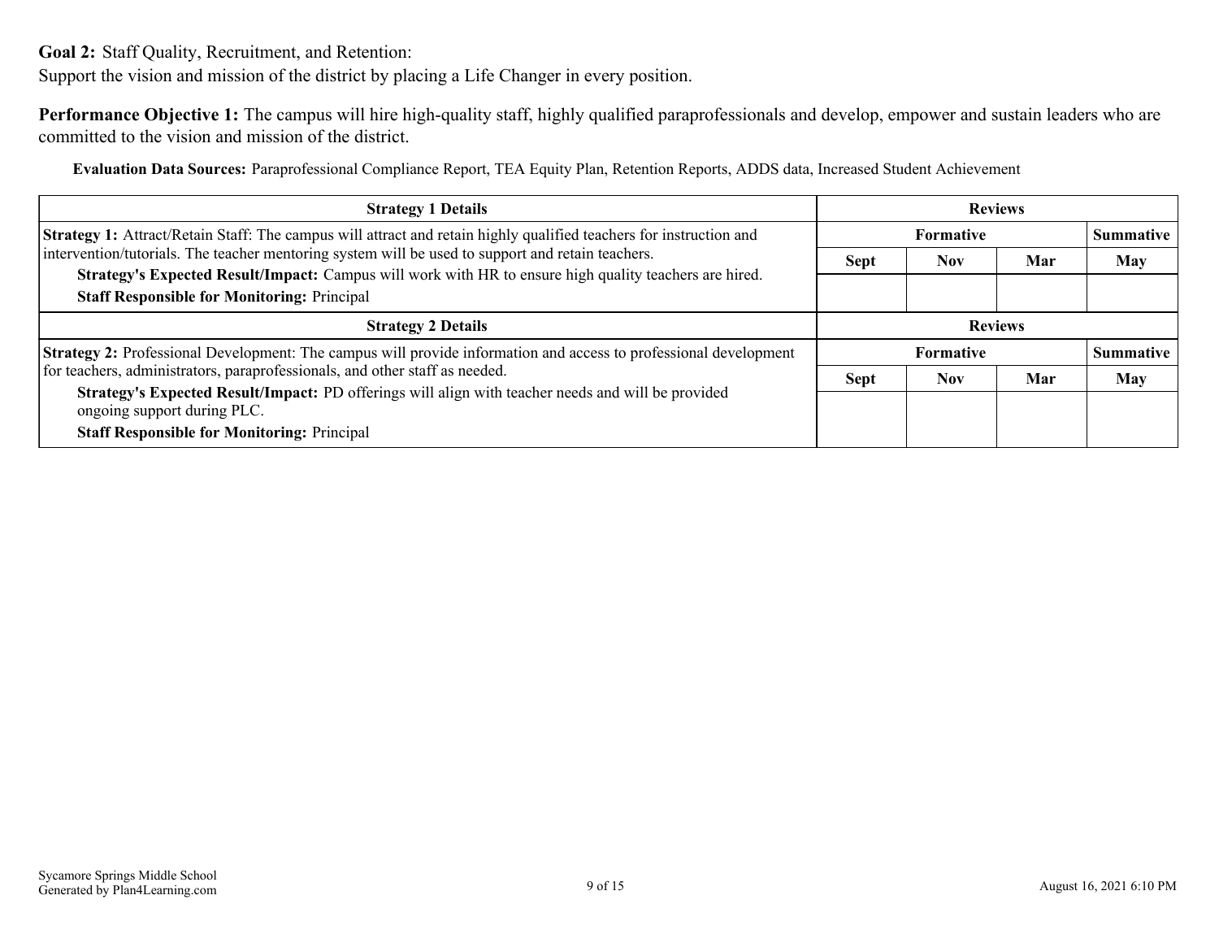**Goal 2:** Staff Quality, Recruitment, and Retention:
Support the vision and mission of the district by placing a Life Changer in every position.

**Performance Objective 1:** The campus will hire high-quality staff, highly qualified paraprofessionals and develop, empower and sustain leaders who are committed to the vision and mission of the district.

**Evaluation Data Sources:** Paraprofessional Compliance Report, TEA Equity Plan, Retention Reports, ADDS data, Increased Student Achievement

| Strategy 1 Details | Reviews | | | |
|---|---|---|---|---|
| | Formative | | | Summative |
| | Sept | Nov | Mar | May |
| **Strategy 1:** Attract/Retain Staff: The campus will attract and retain highly qualified teachers for instruction and intervention/tutorials. The teacher mentoring system will be used to support and retain teachers.<br>**Strategy's Expected Result/Impact:** Campus will work with HR to ensure high quality teachers are hired.<br>**Staff Responsible for Monitoring:** Principal | | | | |

| Strategy 2 Details | Reviews | | | |
|---|---|---|---|---|
| | Formative | | | Summative |
| | Sept | Nov | Mar | May |
| **Strategy 2:** Professional Development: The campus will provide information and access to professional development for teachers, administrators, paraprofessionals, and other staff as needed.<br>**Strategy's Expected Result/Impact:** PD offerings will align with teacher needs and will be provided ongoing support during PLC.<br>**Staff Responsible for Monitoring:** Principal | | | | |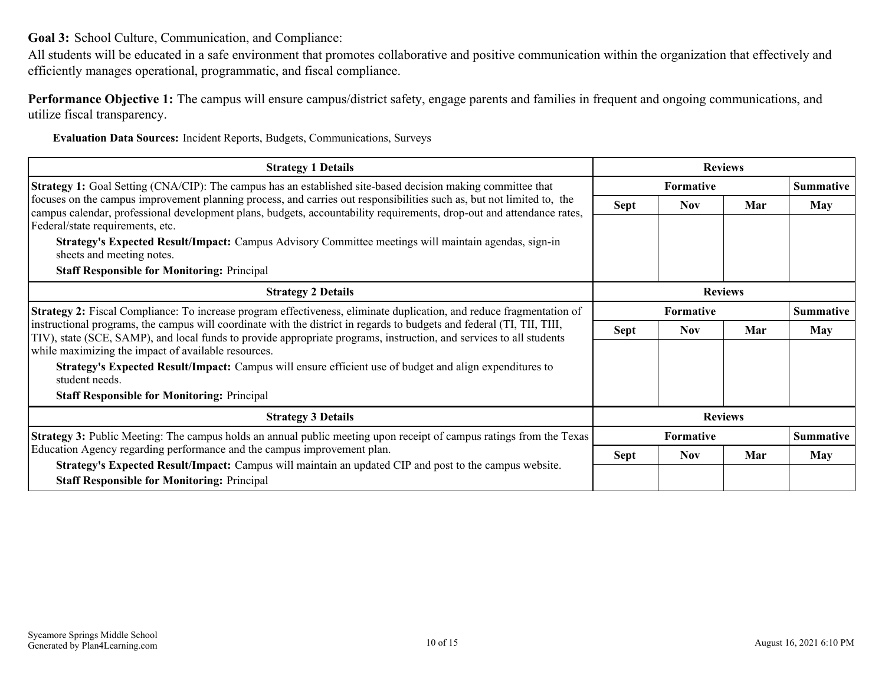**Goal 3:** School Culture, Communication, and Compliance:

All students will be educated in a safe environment that promotes collaborative and positive communication within the organization that effectively and efficiently manages operational, programmatic, and fiscal compliance.

**Performance Objective 1:** The campus will ensure campus/district safety, engage parents and families in frequent and ongoing communications, and utilize fiscal transparency.

**Evaluation Data Sources:** Incident Reports, Budgets, Communications, Surveys

| Strategy 1 Details | Reviews | | | |
|---|---|---|---|---|
| | Formative | | | Summative |
| | Sept | Nov | Mar | May |
| **Strategy 1:** Goal Setting (CNA/CIP): The campus has an established site-based decision making committee that focuses on the campus improvement planning process, and carries out responsibilities such as, but not limited to, the campus calendar, professional development plans, budgets, accountability requirements, drop-out and attendance rates, Federal/state requirements, etc.<br>**Strategy's Expected Result/Impact:** Campus Advisory Committee meetings will maintain agendas, sign-in sheets and meeting notes.<br>**Staff Responsible for Monitoring:** Principal | | | | |

| Strategy 2 Details | Reviews | | | |
|---|---|---|---|---|
| | Formative | | | Summative |
| | Sept | Nov | Mar | May |
| **Strategy 2:** Fiscal Compliance: To increase program effectiveness, eliminate duplication, and reduce fragmentation of instructional programs, the campus will coordinate with the district in regards to budgets and federal (TI, TII, TIII, TIV), state (SCE, SAMP), and local funds to provide appropriate programs, instruction, and services to all students while maximizing the impact of available resources.<br>**Strategy's Expected Result/Impact:** Campus will ensure efficient use of budget and align expenditures to student needs.<br>**Staff Responsible for Monitoring:** Principal | | | | |

| Strategy 3 Details | Reviews | | | |
|---|---|---|---|---|
| | Formative | | | Summative |
| | Sept | Nov | Mar | May |
| **Strategy 3:** Public Meeting: The campus holds an annual public meeting upon receipt of campus ratings from the Texas Education Agency regarding performance and the campus improvement plan.<br>**Strategy's Expected Result/Impact:** Campus will maintain an updated CIP and post to the campus website.<br>**Staff Responsible for Monitoring:** Principal | | | | |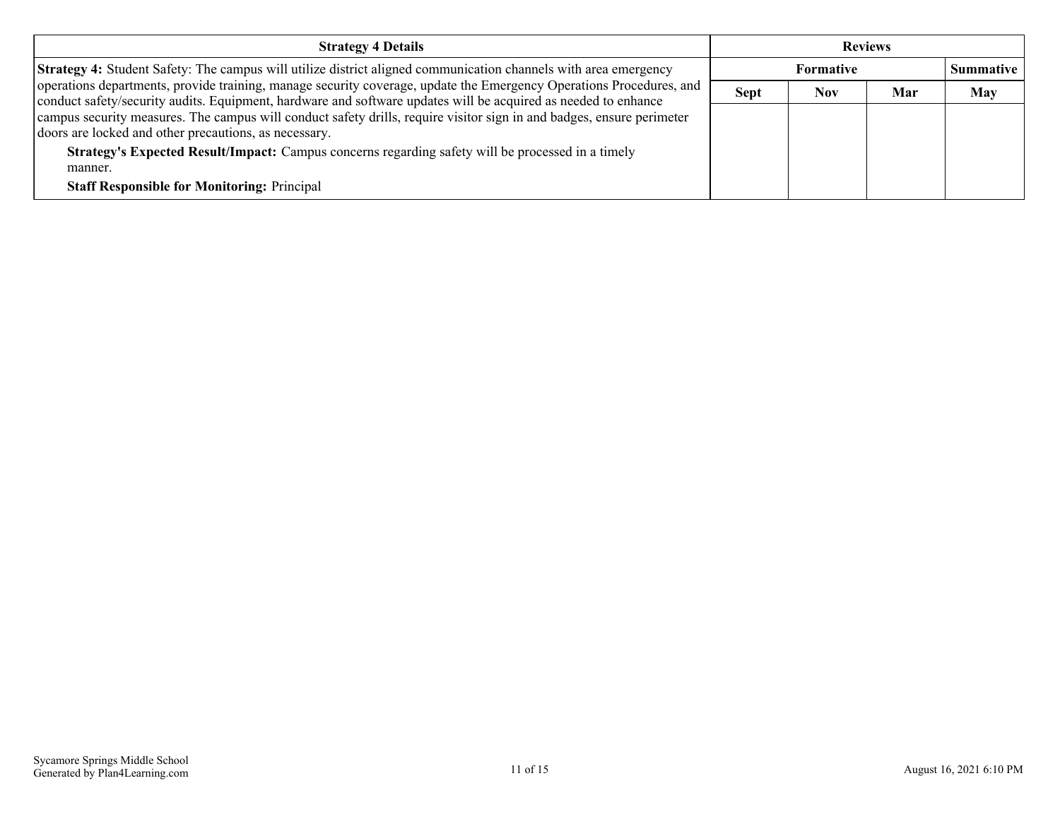| Strategy 4 Details | Reviews | | | |
|---|---|---|---|---|
| | Formative | | | Summative |
| | Sept | Nov | Mar | May |
| **Strategy 4:** Student Safety: The campus will utilize district aligned communication channels with area emergency operations departments, provide training, manage security coverage, update the Emergency Operations Procedures, and conduct safety/security audits. Equipment, hardware and software updates will be acquired as needed to enhance campus security measures. The campus will conduct safety drills, require visitor sign in and badges, ensure perimeter doors are locked and other precautions, as necessary.<br>**Strategy's Expected Result/Impact:** Campus concerns regarding safety will be processed in a timely manner.<br>**Staff Responsible for Monitoring:** Principal | | | | |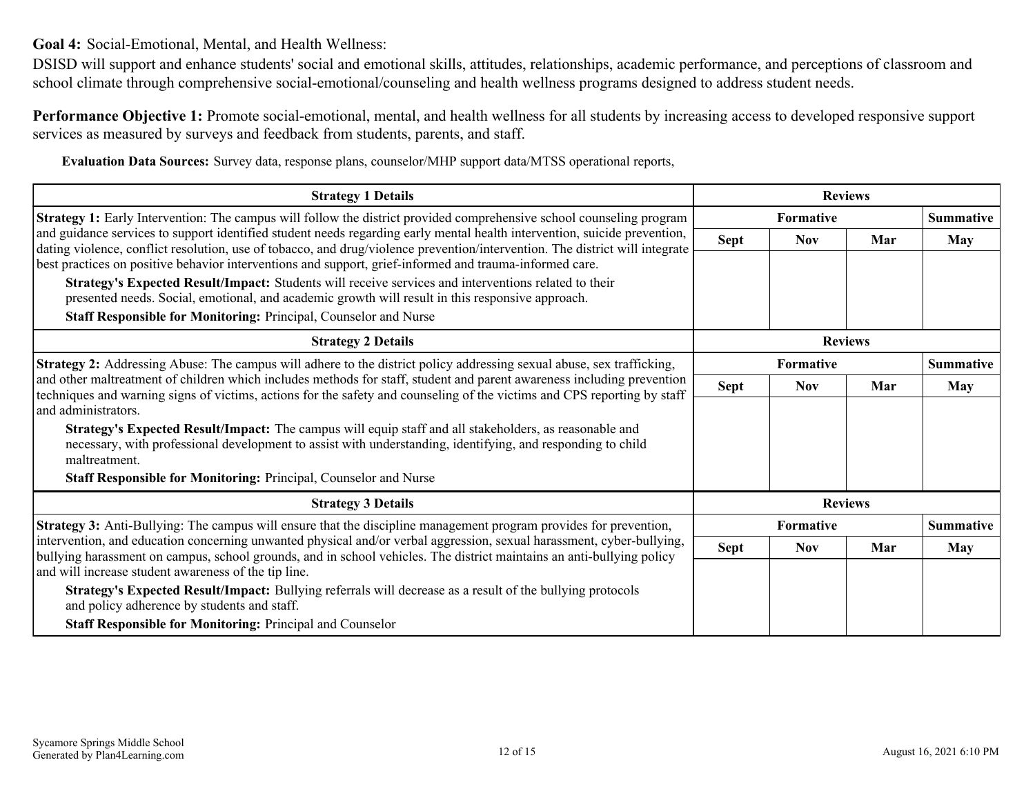**Goal 4:** Social-Emotional, Mental, and Health Wellness:

DSISD will support and enhance students' social and emotional skills, attitudes, relationships, academic performance, and perceptions of classroom and school climate through comprehensive social-emotional/counseling and health wellness programs designed to address student needs.

**Performance Objective 1:** Promote social-emotional, mental, and health wellness for all students by increasing access to developed responsive support services as measured by surveys and feedback from students, parents, and staff.

**Evaluation Data Sources:** Survey data, response plans, counselor/MHP support data/MTSS operational reports,

| Strategy 1 Details | Reviews | | | |
|---|---|---|---|---|
| | Formative | | | Summative |
| | Sept | Nov | Mar | May |
| **Strategy 1:** Early Intervention: The campus will follow the district provided comprehensive school counseling program and guidance services to support identified student needs regarding early mental health intervention, suicide prevention, dating violence, conflict resolution, use of tobacco, and drug/violence prevention/intervention. The district will integrate best practices on positive behavior interventions and support, grief-informed and trauma-informed care.<br>**Strategy's Expected Result/Impact:** Students will receive services and interventions related to their presented needs. Social, emotional, and academic growth will result in this responsive approach.<br>**Staff Responsible for Monitoring:** Principal, Counselor and Nurse | | | | |

| Strategy 2 Details | Reviews | | | |
|---|---|---|---|---|
| | Formative | | | Summative |
| | Sept | Nov | Mar | May |
| **Strategy 2:** Addressing Abuse: The campus will adhere to the district policy addressing sexual abuse, sex trafficking, and other maltreatment of children which includes methods for staff, student and parent awareness including prevention techniques and warning signs of victims, actions for the safety and counseling of the victims and CPS reporting by staff and administrators.<br>**Strategy's Expected Result/Impact:** The campus will equip staff and all stakeholders, as reasonable and necessary, with professional development to assist with understanding, identifying, and responding to child maltreatment.<br>**Staff Responsible for Monitoring:** Principal, Counselor and Nurse | | | | |

| Strategy 3 Details | Reviews | | | |
|---|---|---|---|---|
| | Formative | | | Summative |
| | Sept | Nov | Mar | May |
| **Strategy 3:** Anti-Bullying: The campus will ensure that the discipline management program provides for prevention, intervention, and education concerning unwanted physical and/or verbal aggression, sexual harassment, cyber-bullying, bullying harassment on campus, school grounds, and in school vehicles. The district maintains an anti-bullying policy and will increase student awareness of the tip line.<br>**Strategy's Expected Result/Impact:** Bullying referrals will decrease as a result of the bullying protocols and policy adherence by students and staff.<br>**Staff Responsible for Monitoring:** Principal and Counselor | | | | |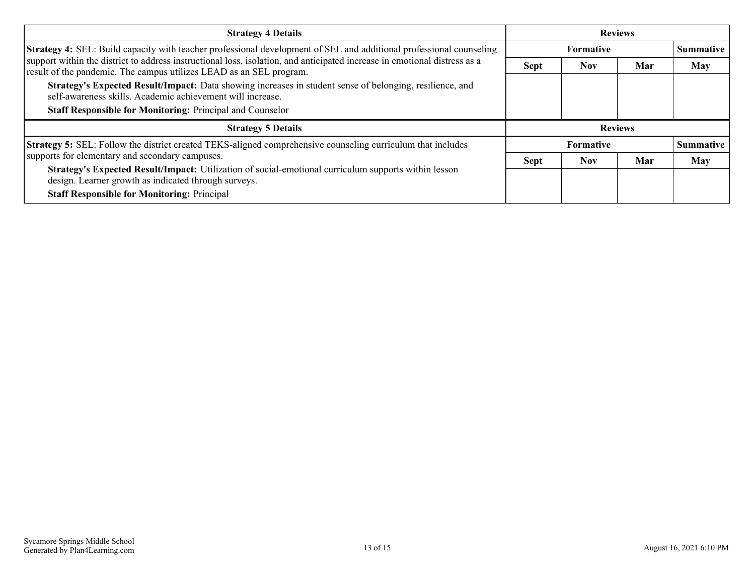| Strategy 4 Details | Reviews | | | |
|---|---|---|---|---|
| **Strategy 4:** SEL: Build capacity with teacher professional development of SEL and additional professional counseling support within the district to address instructional loss, isolation, and anticipated increase in emotional distress as a result of the pandemic. The campus utilizes LEAD as an SEL program. | Formative | | | Summative |
| **Strategy's Expected Result/Impact:** Data showing increases in student sense of belonging, resilience, and self-awareness skills. Academic achievement will increase. | Sept | Nov | Mar | May |
| **Staff Responsible for Monitoring:** Principal and Counselor | | | | |

| Strategy 5 Details | Reviews | | | |
|---|---|---|---|---|
| **Strategy 5:** SEL: Follow the district created TEKS-aligned comprehensive counseling curriculum that includes supports for elementary and secondary campuses. | Formative | | | Summative |
| **Strategy's Expected Result/Impact:** Utilization of social-emotional curriculum supports within lesson design. Learner growth as indicated through surveys. | Sept | Nov | Mar | May |
| **Staff Responsible for Monitoring:** Principal | | | | |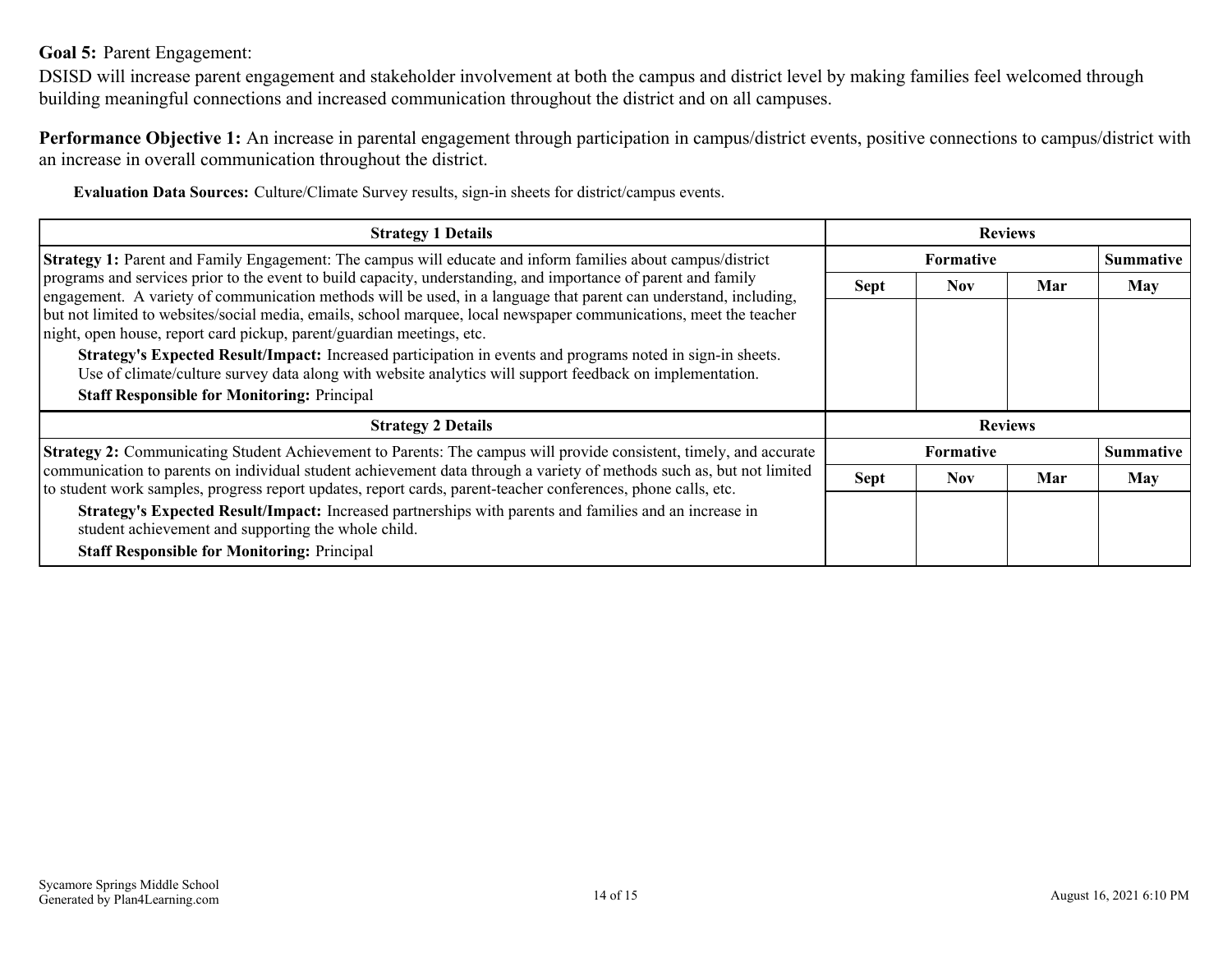**Goal 5:** Parent Engagement:

DSISD will increase parent engagement and stakeholder involvement at both the campus and district level by making families feel welcomed through building meaningful connections and increased communication throughout the district and on all campuses.

**Performance Objective 1:** An increase in parental engagement through participation in campus/district events, positive connections to campus/district with an increase in overall communication throughout the district.

**Evaluation Data Sources:** Culture/Climate Survey results, sign-in sheets for district/campus events.

| Strategy 1 Details | Reviews | | | |
|---|---|---|---|---|
| | Formative | | | Summative |
| | Sept | Nov | Mar | May |
| **Strategy 1:** Parent and Family Engagement: The campus will educate and inform families about campus/district programs and services prior to the event to build capacity, understanding, and importance of parent and family engagement. A variety of communication methods will be used, in a language that parent can understand, including, but not limited to websites/social media, emails, school marquee, local newspaper communications, meet the teacher night, open house, report card pickup, parent/guardian meetings, etc.<br>**Strategy's Expected Result/Impact:** Increased participation in events and programs noted in sign-in sheets. Use of climate/culture survey data along with website analytics will support feedback on implementation.<br>**Staff Responsible for Monitoring:** Principal | | | | |

| Strategy 2 Details | Reviews | | | |
|---|---|---|---|---|
| | Formative | | | Summative |
| | Sept | Nov | Mar | May |
| **Strategy 2:** Communicating Student Achievement to Parents: The campus will provide consistent, timely, and accurate communication to parents on individual student achievement data through a variety of methods such as, but not limited to student work samples, progress report updates, report cards, parent-teacher conferences, phone calls, etc.<br>**Strategy's Expected Result/Impact:** Increased partnerships with parents and families and an increase in student achievement and supporting the whole child.<br>**Staff Responsible for Monitoring:** Principal | | | | |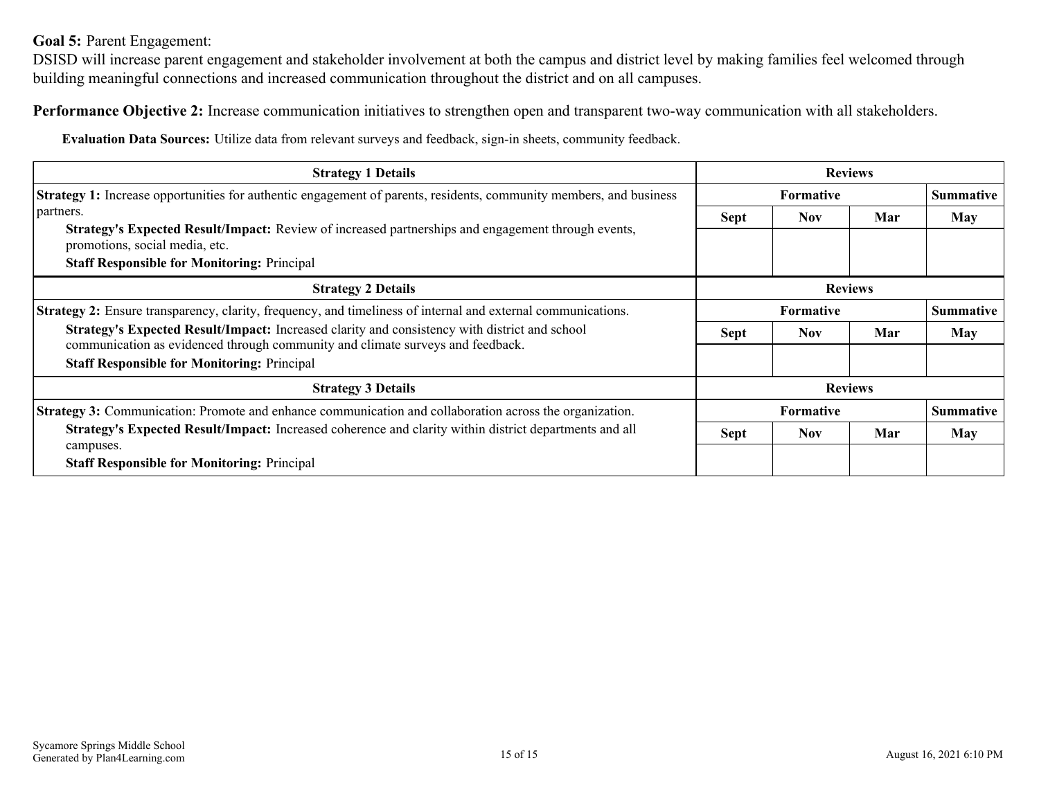**Goal 5:** Parent Engagement:
DSISD will increase parent engagement and stakeholder involvement at both the campus and district level by making families feel welcomed through building meaningful connections and increased communication throughout the district and on all campuses.

**Performance Objective 2:** Increase communication initiatives to strengthen open and transparent two-way communication with all stakeholders.

**Evaluation Data Sources:** Utilize data from relevant surveys and feedback, sign-in sheets, community feedback.

| Strategy 1 Details | Reviews | | | |
|---|---|---|---|---|
| | Formative | | | Summative |
| | Sept | Nov | Mar | May |
| **Strategy 1:** Increase opportunities for authentic engagement of parents, residents, community members, and business partners.<br>**Strategy's Expected Result/Impact:** Review of increased partnerships and engagement through events, promotions, social media, etc.<br>**Staff Responsible for Monitoring:** Principal | | | | |

| Strategy 2 Details | Reviews | | | |
|---|---|---|---|---|
| | Formative | | | Summative |
| | Sept | Nov | Mar | May |
| **Strategy 2:** Ensure transparency, clarity, frequency, and timeliness of internal and external communications.<br>**Strategy's Expected Result/Impact:** Increased clarity and consistency with district and school communication as evidenced through community and climate surveys and feedback.<br>**Staff Responsible for Monitoring:** Principal | | | | |

| Strategy 3 Details | Reviews | | | |
|---|---|---|---|---|
| | Formative | | | Summative |
| | Sept | Nov | Mar | May |
| **Strategy 3:** Communication: Promote and enhance communication and collaboration across the organization.<br>**Strategy's Expected Result/Impact:** Increased coherence and clarity within district departments and all campuses.<br>**Staff Responsible for Monitoring:** Principal | | | | |